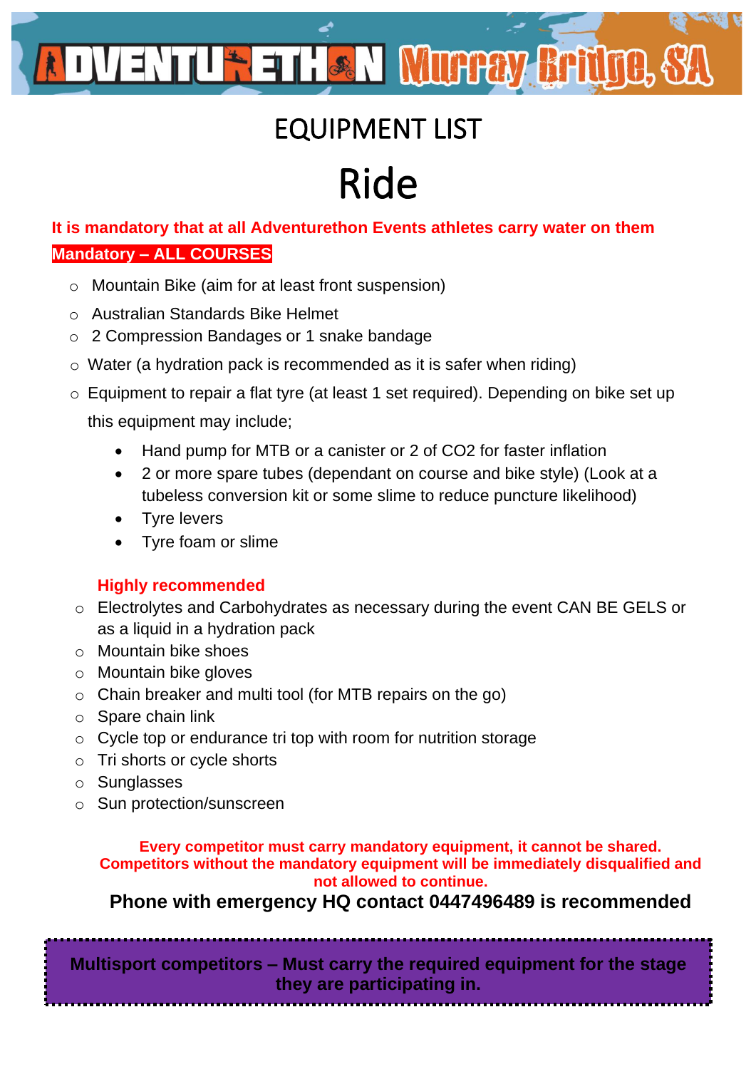ADVENTURETHON Murray Bridge, SA

# EQUIPMENT LIST

# Ride

**It is mandatory that at all Adventurethon Events athletes carry water on them**

**Mandatory – ALL COURSES**

- Mountain Bike (aim for at least front suspension)
- Australian Standards Bike Helmet
- 2 Compression Bandages or 1 snake bandage
- Water (a hydration pack is recommended as it is safer when riding)
- Equipment to repair a flat tyre (at least 1 set required). Depending on bike set up this equipment may include;
  - Hand pump for MTB or a canister or 2 of $CO_2$ for faster inflation
  - 2 or more spare tubes (dependant on course and bike style) (Look at a tubeless conversion kit or some slime to reduce puncture likelihood)
  - Tyre levers
  - Tyre foam or slime

**Highly recommended**

- Electrolytes and Carbohydrates as necessary during the event CAN BE GELS or as a liquid in a hydration pack
- Mountain bike shoes
- Mountain bike gloves
- Chain breaker and multi tool (for MTB repairs on the go)
- Spare chain link
- Cycle top or endurance tri top with room for nutrition storage
- Tri shorts or cycle shorts
- Sunglasses
- Sun protection/sunscreen

**Every competitor must carry mandatory equipment, it cannot be shared. Competitors without the mandatory equipment will be immediately disqualified and not allowed to continue.**

**Phone with emergency HQ contact 0447496489 is recommended**

**Multisport competitors – Must carry the required equipment for the stage they are participating in.**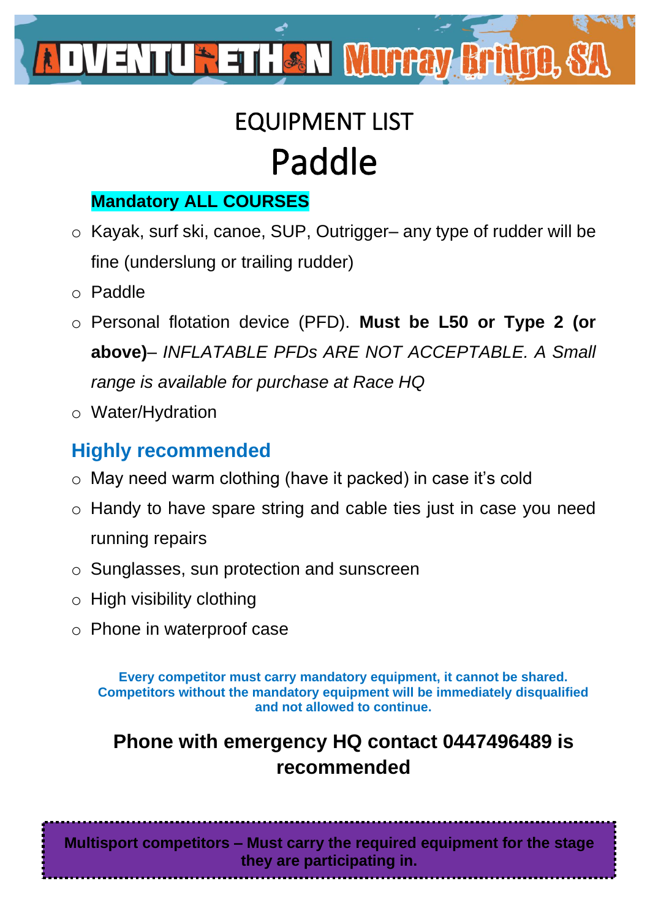ADVENTURETHON Murray Bridge, SA

# EQUIPMENT LIST

# Paddle

**Mandatory ALL COURSES**

- Kayak, surf ski, canoe, SUP, Outrigger– any type of rudder will be fine (underslung or trailing rudder)
- Paddle
- Personal flotation device (PFD). **Must be L50 or Type 2 (or above)**– *INFLATABLE PFDs ARE NOT ACCEPTABLE. A Small range is available for purchase at Race HQ*
- Water/Hydration

## Highly recommended

- May need warm clothing (have it packed) in case it's cold
- Handy to have spare string and cable ties just in case you need running repairs
- Sunglasses, sun protection and sunscreen
- High visibility clothing
- Phone in waterproof case

**Every competitor must carry mandatory equipment, it cannot be shared. Competitors without the mandatory equipment will be immediately disqualified and not allowed to continue.**

**Phone with emergency HQ contact 0447496489 is recommended**

**Multisport competitors – Must carry the required equipment for the stage they are participating in.**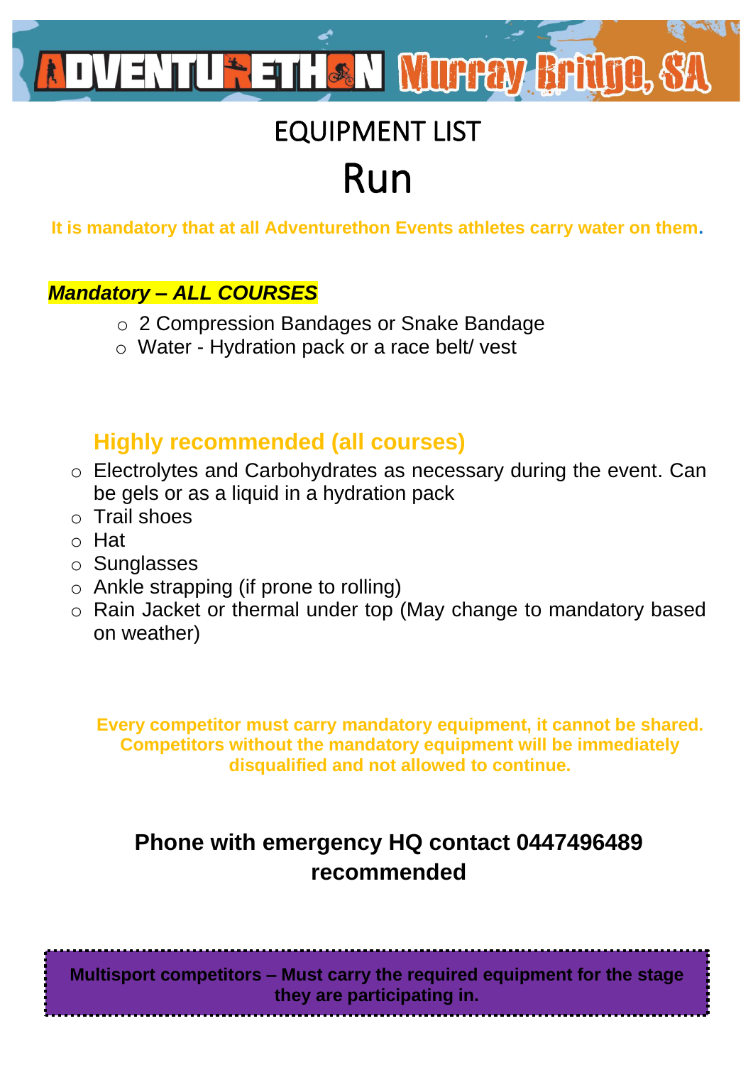ADVENTURETHON Murray Bridge, SA

# EQUIPMENT LIST

# Run

**It is mandatory that at all Adventurethon Events athletes carry water on them.**

***Mandatory – ALL COURSES***

- 2 Compression Bandages or Snake Bandage
- Water - Hydration pack or a race belt/ vest

## Highly recommended (all courses)

- Electrolytes and Carbohydrates as necessary during the event. Can be gels or as a liquid in a hydration pack
- Trail shoes
- Hat
- Sunglasses
- Ankle strapping (if prone to rolling)
- Rain Jacket or thermal under top (May change to mandatory based on weather)

**Every competitor must carry mandatory equipment, it cannot be shared. Competitors without the mandatory equipment will be immediately disqualified and not allowed to continue.**

**Phone with emergency HQ contact 0447496489 recommended**

**Multisport competitors – Must carry the required equipment for the stage they are participating in.**